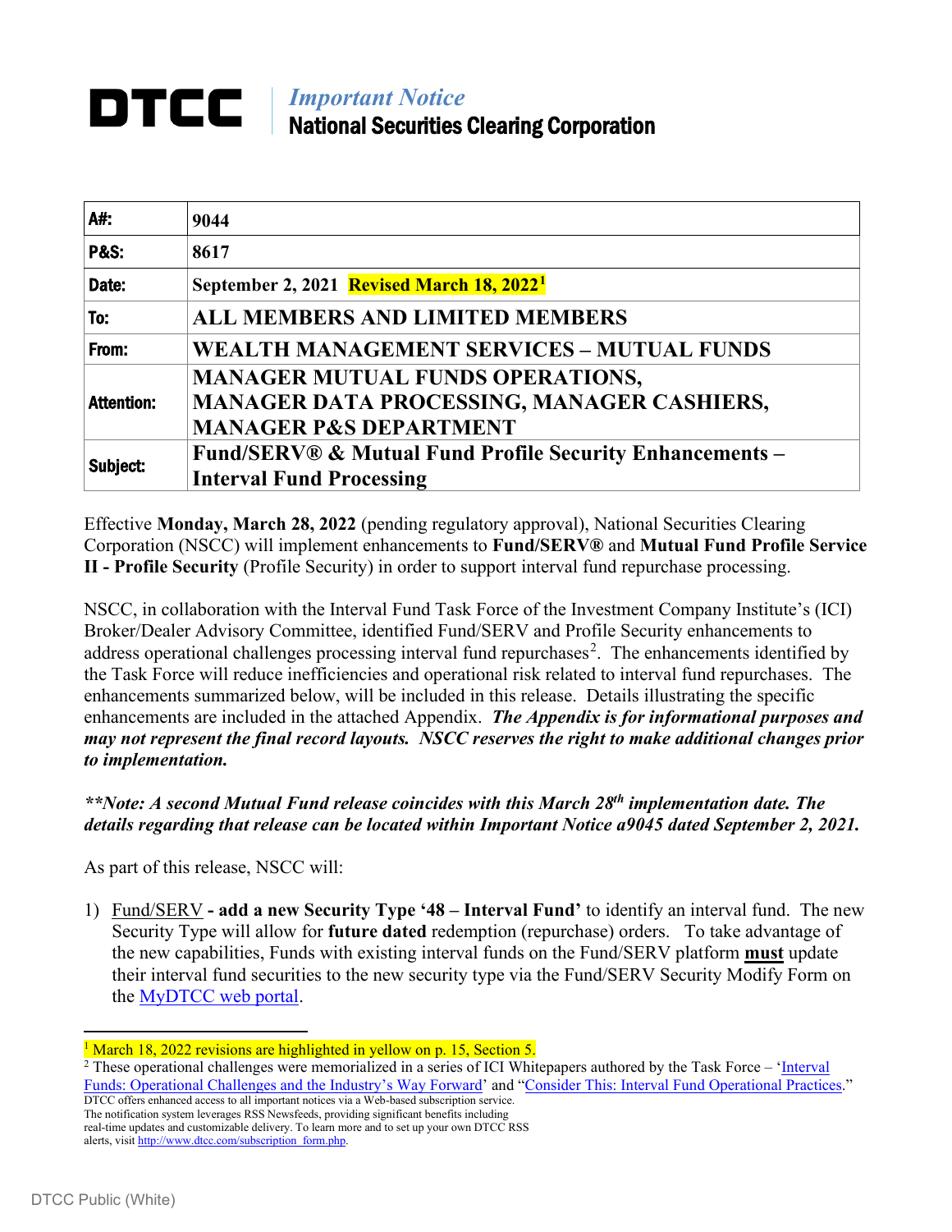# DTCC

*Important Notice*
**National Securities Clearing Corporation**

| | |
|---|---|
| **A#:** | **9044** |
| **P&S:** | **8617** |
| **Date:** | **September 2, 2021 Revised March 18, 2022**[1] |
| **To:** | **ALL MEMBERS AND LIMITED MEMBERS** |
| **From:** | **WEALTH MANAGEMENT SERVICES – MUTUAL FUNDS** |
| **Attention:** | **MANAGER MUTUAL FUNDS OPERATIONS, MANAGER DATA PROCESSING, MANAGER CASHIERS, MANAGER P&S DEPARTMENT** |
| **Subject:** | **Fund/SERV® & Mutual Fund Profile Security Enhancements – Interval Fund Processing** |

Effective **Monday, March 28, 2022** (pending regulatory approval), National Securities Clearing Corporation (NSCC) will implement enhancements to **Fund/SERV®** and **Mutual Fund Profile Service II - Profile Security** (Profile Security) in order to support interval fund repurchase processing.

NSCC, in collaboration with the Interval Fund Task Force of the Investment Company Institute's (ICI) Broker/Dealer Advisory Committee, identified Fund/SERV and Profile Security enhancements to address operational challenges processing interval fund repurchases[2]. The enhancements identified by the Task Force will reduce inefficiencies and operational risk related to interval fund repurchases. The enhancements summarized below, will be included in this release. Details illustrating the specific enhancements are included in the attached Appendix. ***The Appendix is for informational purposes and may not represent the final record layouts. NSCC reserves the right to make additional changes prior to implementation.***

***\*\*Note: A second Mutual Fund release coincides with this March 28th implementation date. The details regarding that release can be located within Important Notice a9045 dated September 2, 2021.***

As part of this release, NSCC will:

1) Fund/SERV **- add a new Security Type '48 – Interval Fund'** to identify an interval fund. The new Security Type will allow for **future dated** redemption (repurchase) orders. To take advantage of the new capabilities, Funds with existing interval funds on the Fund/SERV platform **must** update their interval fund securities to the new security type via the Fund/SERV Security Modify Form on the MyDTCC web portal.

---

[1] March 18, 2022 revisions are highlighted in yellow on p. 15, Section 5.

[2] These operational challenges were memorialized in a series of ICI Whitepapers authored by the Task Force – 'Interval Funds: Operational Challenges and the Industry's Way Forward' and "Consider This: Interval Fund Operational Practices."

DTCC offers enhanced access to all important notices via a Web-based subscription service. The notification system leverages RSS Newsfeeds, providing significant benefits including real-time updates and customizable delivery. To learn more and to set up your own DTCC RSS alerts, visit http://www.dtcc.com/subscription_form.php.

DTCC Public (White)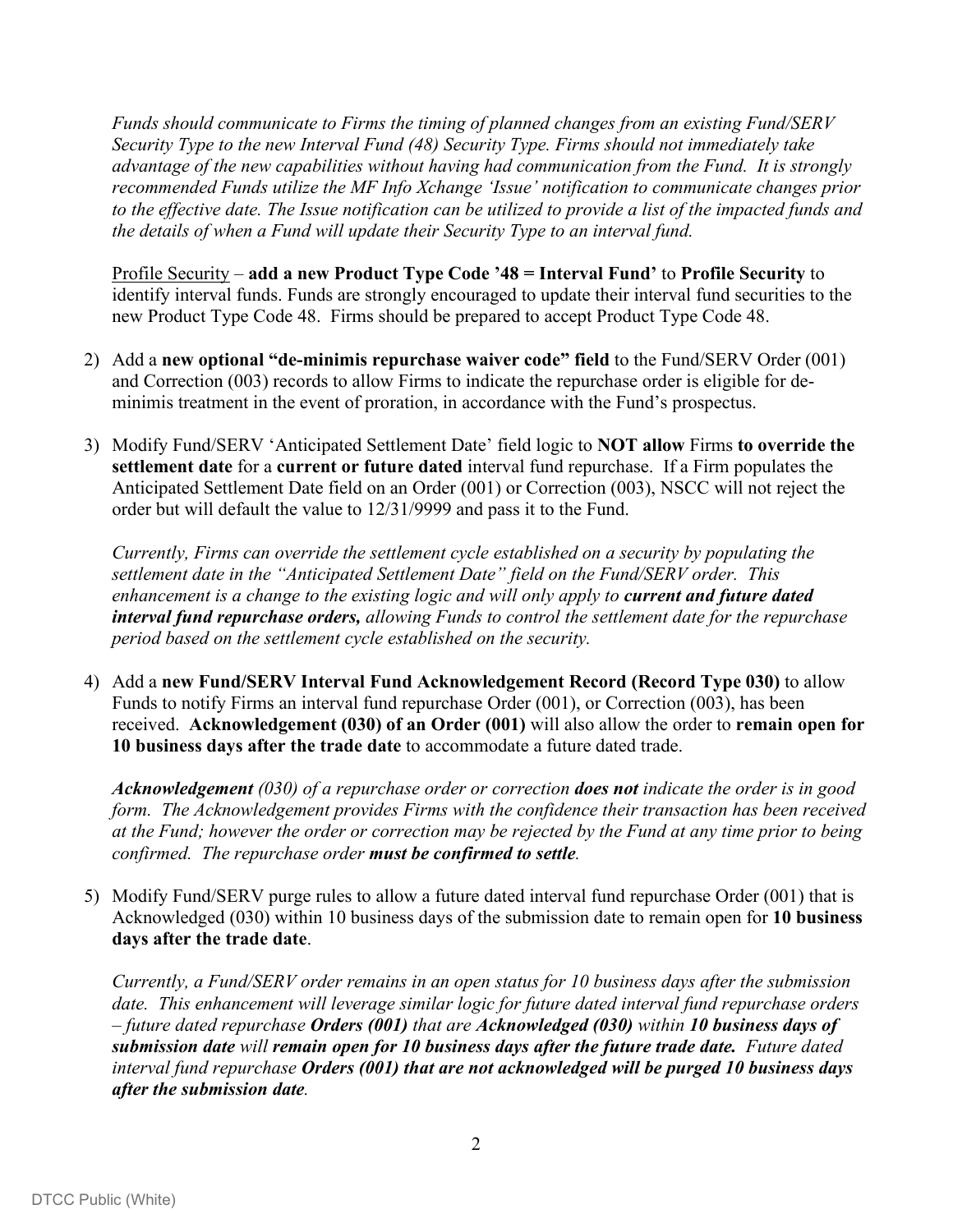*Funds should communicate to Firms the timing of planned changes from an existing Fund/SERV Security Type to the new Interval Fund (48) Security Type. Firms should not immediately take advantage of the new capabilities without having had communication from the Fund. It is strongly recommended Funds utilize the MF Info Xchange 'Issue' notification to communicate changes prior to the effective date. The Issue notification can be utilized to provide a list of the impacted funds and the details of when a Fund will update their Security Type to an interval fund.*

Profile Security – **add a new Product Type Code '48 = Interval Fund'** to **Profile Security** to identify interval funds. Funds are strongly encouraged to update their interval fund securities to the new Product Type Code 48. Firms should be prepared to accept Product Type Code 48.

2) Add a **new optional "de-minimis repurchase waiver code" field** to the Fund/SERV Order (001) and Correction (003) records to allow Firms to indicate the repurchase order is eligible for de-minimis treatment in the event of proration, in accordance with the Fund's prospectus.

3) Modify Fund/SERV 'Anticipated Settlement Date' field logic to **NOT allow** Firms **to override the settlement date** for a **current or future dated** interval fund repurchase. If a Firm populates the Anticipated Settlement Date field on an Order (001) or Correction (003), NSCC will not reject the order but will default the value to 12/31/9999 and pass it to the Fund.

   *Currently, Firms can override the settlement cycle established on a security by populating the settlement date in the "Anticipated Settlement Date" field on the Fund/SERV order. This enhancement is a change to the existing logic and will only apply to* ***current and future dated interval fund repurchase orders,*** *allowing Funds to control the settlement date for the repurchase period based on the settlement cycle established on the security.*

4) Add a **new Fund/SERV Interval Fund Acknowledgement Record (Record Type 030)** to allow Funds to notify Firms an interval fund repurchase Order (001), or Correction (003), has been received. **Acknowledgement (030) of an Order (001)** will also allow the order to **remain open for 10 business days after the trade date** to accommodate a future dated trade.

   ***Acknowledgement*** *(030) of a repurchase order or correction* ***does not*** *indicate the order is in good form. The Acknowledgement provides Firms with the confidence their transaction has been received at the Fund; however the order or correction may be rejected by the Fund at any time prior to being confirmed. The repurchase order* ***must be confirmed to settle****.*

5) Modify Fund/SERV purge rules to allow a future dated interval fund repurchase Order (001) that is Acknowledged (030) within 10 business days of the submission date to remain open for **10 business days after the trade date**.

   *Currently, a Fund/SERV order remains in an open status for 10 business days after the submission date. This enhancement will leverage similar logic for future dated interval fund repurchase orders – future dated repurchase* ***Orders (001)*** *that are* ***Acknowledged (030)*** *within* ***10 business days of submission date*** *will* ***remain open for 10 business days after the future trade date.*** *Future dated interval fund repurchase* ***Orders (001) that are not acknowledged will be purged 10 business days after the submission date****.*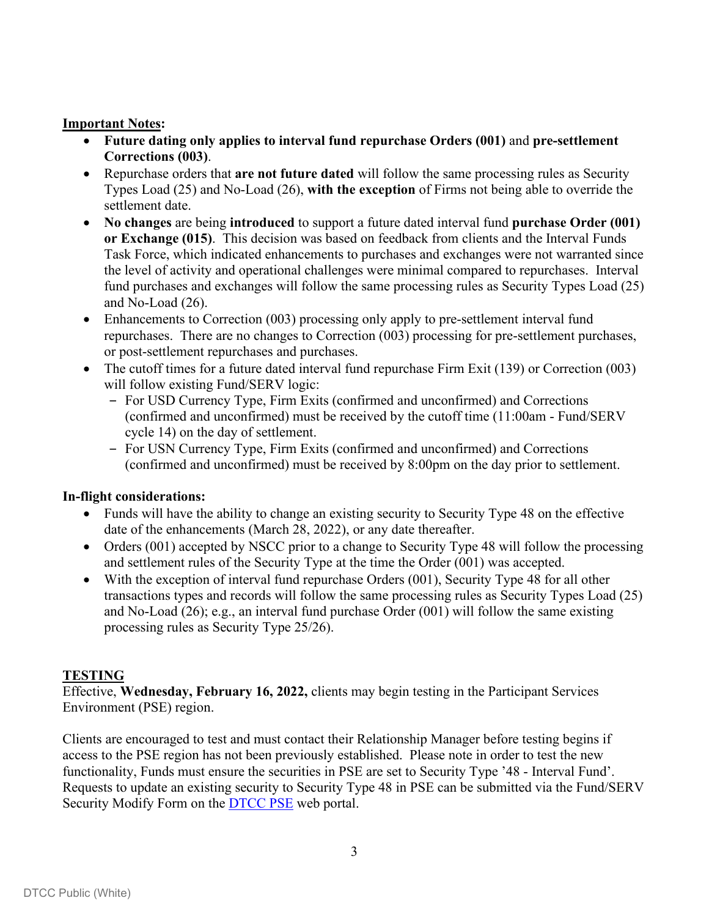**Important Notes:**

- **Future dating only applies to interval fund repurchase Orders (001)** and **pre-settlement Corrections (003)**.
- Repurchase orders that **are not future dated** will follow the same processing rules as Security Types Load (25) and No-Load (26), **with the exception** of Firms not being able to override the settlement date.
- **No changes** are being **introduced** to support a future dated interval fund **purchase Order (001) or Exchange (015)**. This decision was based on feedback from clients and the Interval Funds Task Force, which indicated enhancements to purchases and exchanges were not warranted since the level of activity and operational challenges were minimal compared to repurchases. Interval fund purchases and exchanges will follow the same processing rules as Security Types Load (25) and No-Load (26).
- Enhancements to Correction (003) processing only apply to pre-settlement interval fund repurchases. There are no changes to Correction (003) processing for pre-settlement purchases, or post-settlement repurchases and purchases.
- The cutoff times for a future dated interval fund repurchase Firm Exit (139) or Correction (003) will follow existing Fund/SERV logic:
  - For USD Currency Type, Firm Exits (confirmed and unconfirmed) and Corrections (confirmed and unconfirmed) must be received by the cutoff time (11:00am - Fund/SERV cycle 14) on the day of settlement.
  - For USN Currency Type, Firm Exits (confirmed and unconfirmed) and Corrections (confirmed and unconfirmed) must be received by 8:00pm on the day prior to settlement.

**In-flight considerations:**

- Funds will have the ability to change an existing security to Security Type 48 on the effective date of the enhancements (March 28, 2022), or any date thereafter.
- Orders (001) accepted by NSCC prior to a change to Security Type 48 will follow the processing and settlement rules of the Security Type at the time the Order (001) was accepted.
- With the exception of interval fund repurchase Orders (001), Security Type 48 for all other transactions types and records will follow the same processing rules as Security Types Load (25) and No-Load (26); e.g., an interval fund purchase Order (001) will follow the same existing processing rules as Security Type 25/26).

**TESTING**

Effective, **Wednesday, February 16, 2022,** clients may begin testing in the Participant Services Environment (PSE) region.

Clients are encouraged to test and must contact their Relationship Manager before testing begins if access to the PSE region has not been previously established. Please note in order to test the new functionality, Funds must ensure the securities in PSE are set to Security Type '48 - Interval Fund'. Requests to update an existing security to Security Type 48 in PSE can be submitted via the Fund/SERV Security Modify Form on the DTCC PSE web portal.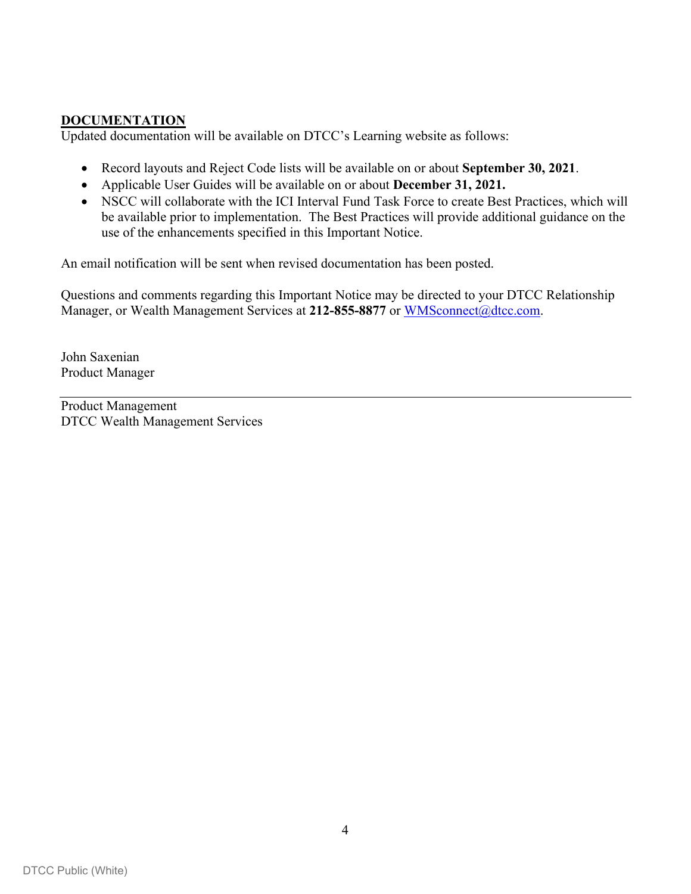## DOCUMENTATION

Updated documentation will be available on DTCC's Learning website as follows:

- Record layouts and Reject Code lists will be available on or about **September 30, 2021**.
- Applicable User Guides will be available on or about **December 31, 2021.**
- NSCC will collaborate with the ICI Interval Fund Task Force to create Best Practices, which will be available prior to implementation. The Best Practices will provide additional guidance on the use of the enhancements specified in this Important Notice.

An email notification will be sent when revised documentation has been posted.

Questions and comments regarding this Important Notice may be directed to your DTCC Relationship Manager, or Wealth Management Services at **212-855-8877** or WMSconnect@dtcc.com.

John Saxenian
Product Manager

---

Product Management
DTCC Wealth Management Services

DTCC Public (White)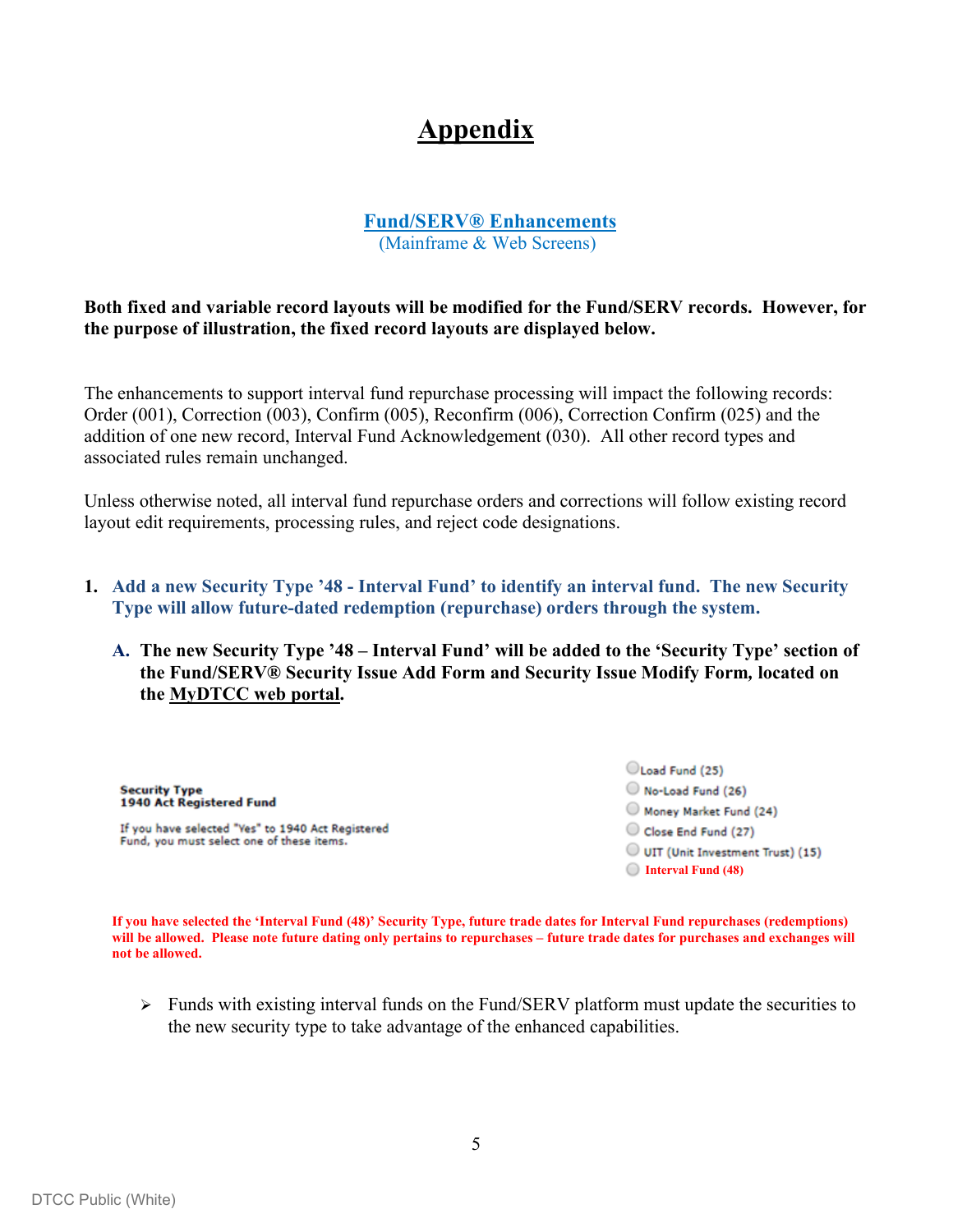# Appendix

## Fund/SERV® Enhancements

(Mainframe & Web Screens)

**Both fixed and variable record layouts will be modified for the Fund/SERV records. However, for the purpose of illustration, the fixed record layouts are displayed below.**

The enhancements to support interval fund repurchase processing will impact the following records: Order (001), Correction (003), Confirm (005), Reconfirm (006), Correction Confirm (025) and the addition of one new record, Interval Fund Acknowledgement (030). All other record types and associated rules remain unchanged.

Unless otherwise noted, all interval fund repurchase orders and corrections will follow existing record layout edit requirements, processing rules, and reject code designations.

1. **Add a new Security Type '48 - Interval Fund' to identify an interval fund. The new Security Type will allow future-dated redemption (repurchase) orders through the system.**

   **A. The new Security Type '48 – Interval Fund' will be added to the 'Security Type' section of the Fund/SERV® Security Issue Add Form and Security Issue Modify Form, located on the MyDTCC web portal.**

**Security Type**
**1940 Act Registered Fund**

If you have selected "Yes" to 1940 Act Registered Fund, you must select one of these items.

- Load Fund (25)
- No-Load Fund (26)
- Money Market Fund (24)
- Close End Fund (27)
- UIT (Unit Investment Trust) (15)
- **Interval Fund (48)**

**If you have selected the 'Interval Fund (48)' Security Type, future trade dates for Interval Fund repurchases (redemptions) will be allowed. Please note future dating only pertains to repurchases – future trade dates for purchases and exchanges will not be allowed.**

- Funds with existing interval funds on the Fund/SERV platform must update the securities to the new security type to take advantage of the enhanced capabilities.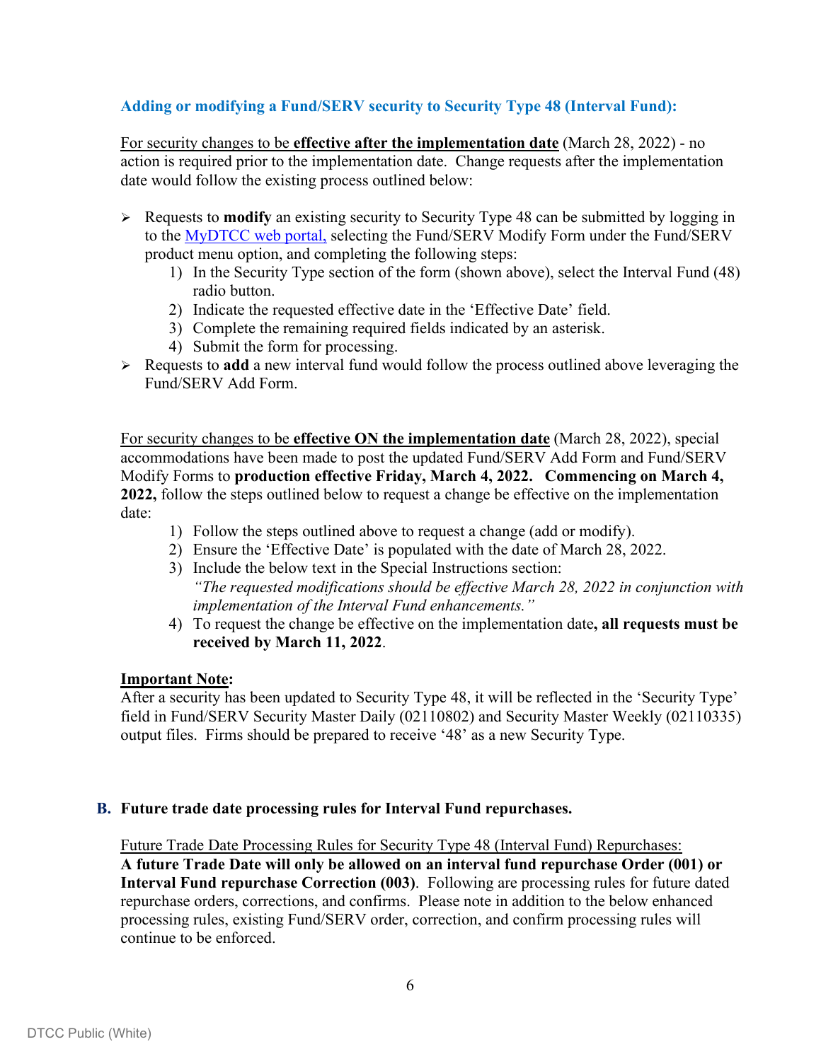### Adding or modifying a Fund/SERV security to Security Type 48 (Interval Fund):

For security changes to be **effective after the implementation date** (March 28, 2022) - no action is required prior to the implementation date. Change requests after the implementation date would follow the existing process outlined below:

- Requests to **modify** an existing security to Security Type 48 can be submitted by logging in to the MyDTCC web portal, selecting the Fund/SERV Modify Form under the Fund/SERV product menu option, and completing the following steps:
    1) In the Security Type section of the form (shown above), select the Interval Fund (48) radio button.
    2) Indicate the requested effective date in the 'Effective Date' field.
    3) Complete the remaining required fields indicated by an asterisk.
    4) Submit the form for processing.
- Requests to **add** a new interval fund would follow the process outlined above leveraging the Fund/SERV Add Form.

For security changes to be **effective ON the implementation date** (March 28, 2022), special accommodations have been made to post the updated Fund/SERV Add Form and Fund/SERV Modify Forms to **production effective Friday, March 4, 2022. Commencing on March 4, 2022,** follow the steps outlined below to request a change be effective on the implementation date:

1) Follow the steps outlined above to request a change (add or modify).
2) Ensure the 'Effective Date' is populated with the date of March 28, 2022.
3) Include the below text in the Special Instructions section:
   *"The requested modifications should be effective March 28, 2022 in conjunction with implementation of the Interval Fund enhancements."*
4) To request the change be effective on the implementation date**, all requests must be received by March 11, 2022**.

**Important Note:**
After a security has been updated to Security Type 48, it will be reflected in the 'Security Type' field in Fund/SERV Security Master Daily (02110802) and Security Master Weekly (02110335) output files. Firms should be prepared to receive '48' as a new Security Type.

## B. Future trade date processing rules for Interval Fund repurchases.

Future Trade Date Processing Rules for Security Type 48 (Interval Fund) Repurchases:
**A future Trade Date will only be allowed on an interval fund repurchase Order (001) or Interval Fund repurchase Correction (003)**. Following are processing rules for future dated repurchase orders, corrections, and confirms. Please note in addition to the below enhanced processing rules, existing Fund/SERV order, correction, and confirm processing rules will continue to be enforced.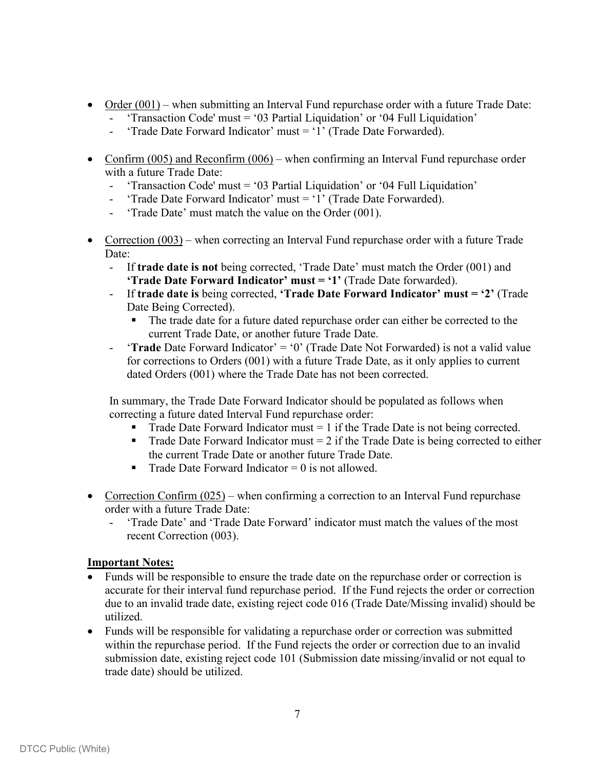- <u>Order (001)</u> – when submitting an Interval Fund repurchase order with a future Trade Date:
  - 'Transaction Code' must = '03 Partial Liquidation' or '04 Full Liquidation'
  - 'Trade Date Forward Indicator' must = '1' (Trade Date Forwarded).

- <u>Confirm (005) and Reconfirm (006)</u> – when confirming an Interval Fund repurchase order with a future Trade Date:
  - 'Transaction Code' must = '03 Partial Liquidation' or '04 Full Liquidation'
  - 'Trade Date Forward Indicator' must = '1' (Trade Date Forwarded).
  - 'Trade Date' must match the value on the Order (001).

- <u>Correction (003)</u> – when correcting an Interval Fund repurchase order with a future Trade Date:
  - If **trade date is not** being corrected, 'Trade Date' must match the Order (001) and **'Trade Date Forward Indicator' must = '1'** (Trade Date forwarded).
  - If **trade date is** being corrected, **'Trade Date Forward Indicator' must = '2'** (Trade Date Being Corrected).
    - The trade date for a future dated repurchase order can either be corrected to the current Trade Date, or another future Trade Date.
  - '**Trade** Date Forward Indicator' = '0' (Trade Date Not Forwarded) is not a valid value for corrections to Orders (001) with a future Trade Date, as it only applies to current dated Orders (001) where the Trade Date has not been corrected.

  In summary, the Trade Date Forward Indicator should be populated as follows when correcting a future dated Interval Fund repurchase order:
    - Trade Date Forward Indicator must = 1 if the Trade Date is not being corrected.
    - Trade Date Forward Indicator must = 2 if the Trade Date is being corrected to either the current Trade Date or another future Trade Date.
    - Trade Date Forward Indicator = 0 is not allowed.

- <u>Correction Confirm (025)</u> – when confirming a correction to an Interval Fund repurchase order with a future Trade Date:
  - 'Trade Date' and 'Trade Date Forward' indicator must match the values of the most recent Correction (003).

**<u>Important Notes:</u>**

- Funds will be responsible to ensure the trade date on the repurchase order or correction is accurate for their interval fund repurchase period. If the Fund rejects the order or correction due to an invalid trade date, existing reject code 016 (Trade Date/Missing invalid) should be utilized.
- Funds will be responsible for validating a repurchase order or correction was submitted within the repurchase period. If the Fund rejects the order or correction due to an invalid submission date, existing reject code 101 (Submission date missing/invalid or not equal to trade date) should be utilized.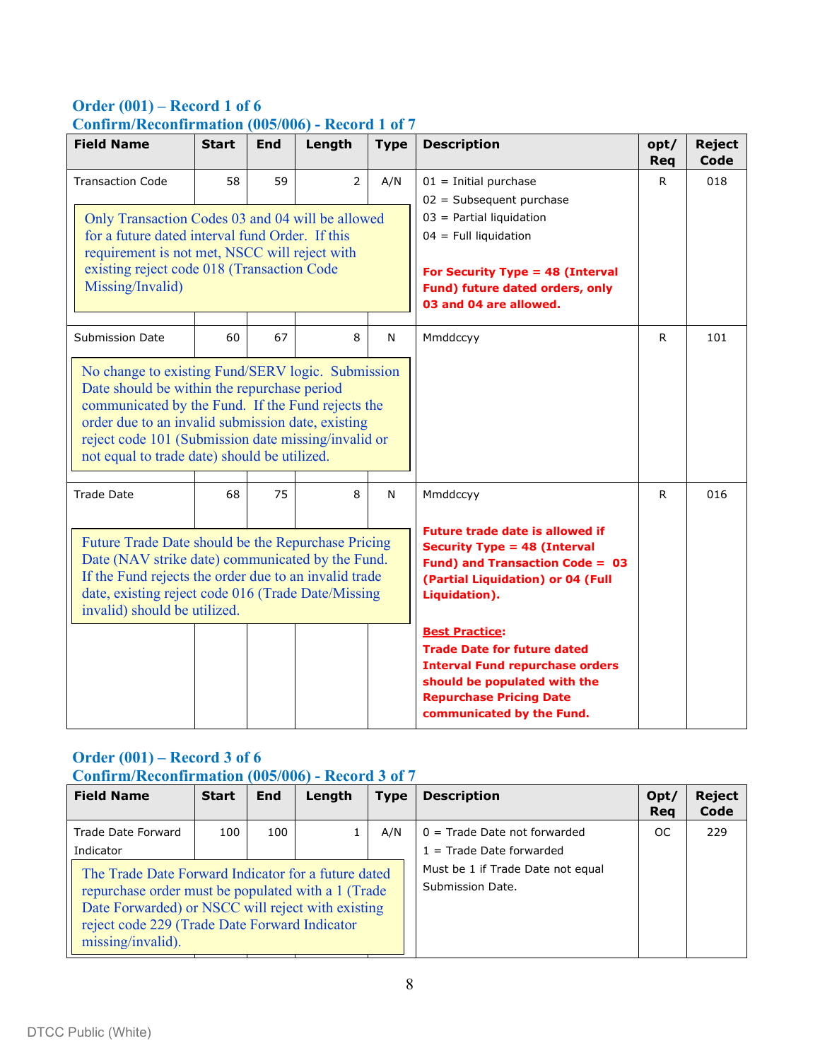### Order (001) – Record 1 of 6
### Confirm/Reconfirmation (005/006) - Record 1 of 7

| Field Name | Start | End | Length | Type | Description | opt/ Req | Reject Code |
|---|---|---|---|---|---|---|---|
| Transaction Code<br><br>Only Transaction Codes 03 and 04 will be allowed for a future dated interval fund Order. If this requirement is not met, NSCC will reject with existing reject code 018 (Transaction Code Missing/Invalid) | 58 | 59 | 2 | A/N | 01 = Initial purchase<br>02 = Subsequent purchase<br>03 = Partial liquidation<br>04 = Full liquidation<br><br>**For Security Type = 48 (Interval Fund) future dated orders, only 03 and 04 are allowed.** | R | 018 |
| Submission Date<br><br>No change to existing Fund/SERV logic. Submission Date should be within the repurchase period communicated by the Fund. If the Fund rejects the order due to an invalid submission date, existing reject code 101 (Submission date missing/invalid or not equal to trade date) should be utilized. | 60 | 67 | 8 | N | Mmddccyy | R | 101 |
| Trade Date<br><br>Future Trade Date should be the Repurchase Pricing Date (NAV strike date) communicated by the Fund. If the Fund rejects the order due to an invalid trade date, existing reject code 016 (Trade Date/Missing invalid) should be utilized. | 68 | 75 | 8 | N | Mmddccyy<br><br>**Future trade date is allowed if Security Type = 48 (Interval Fund) and Transaction Code = 03 (Partial Liquidation) or 04 (Full Liquidation).**<br><br>**Best Practice:**<br>**Trade Date for future dated Interval Fund repurchase orders should be populated with the Repurchase Pricing Date communicated by the Fund.** | R | 016 |

### Order (001) – Record 3 of 6
### Confirm/Reconfirmation (005/006) - Record 3 of 7

| Field Name | Start | End | Length | Type | Description | Opt/ Req | Reject Code |
|---|---|---|---|---|---|---|---|
| Trade Date Forward Indicator<br><br>The Trade Date Forward Indicator for a future dated repurchase order must be populated with a 1 (Trade Date Forwarded) or NSCC will reject with existing reject code 229 (Trade Date Forward Indicator missing/invalid). | 100 | 100 | 1 | A/N | 0 = Trade Date not forwarded<br>1 = Trade Date forwarded<br>Must be 1 if Trade Date not equal Submission Date. | OC | 229 |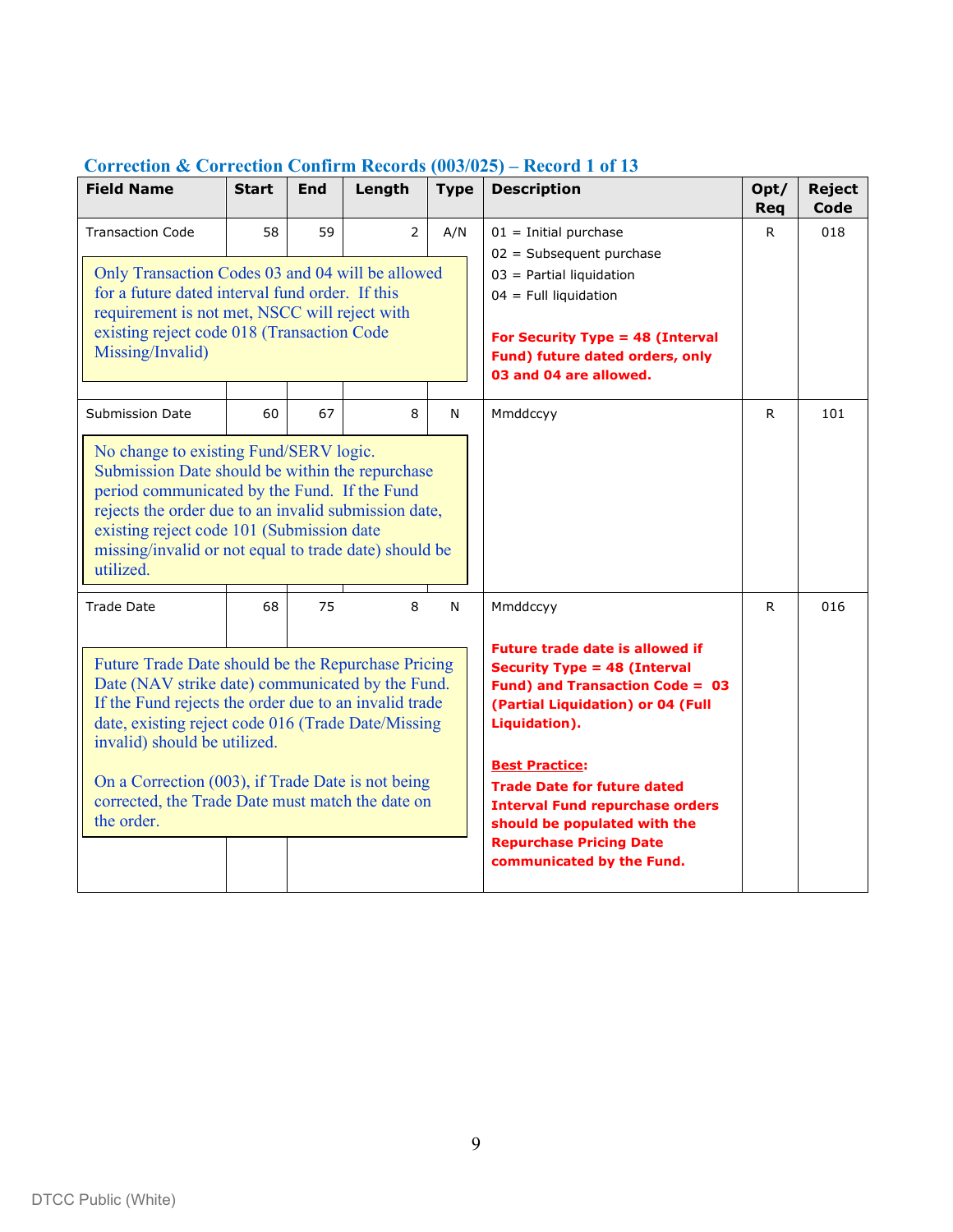### Correction & Correction Confirm Records (003/025) – Record 1 of 13

| Field Name | Start | End | Length | Type | Description | Opt/ Req | Reject Code |
|---|---|---|---|---|---|---|---|
| Transaction Code | 58 | 59 | 2 | A/N | 01 = Initial purchase<br>02 = Subsequent purchase<br>03 = Partial liquidation<br>04 = Full liquidation<br><br>**For Security Type = 48 (Interval Fund) future dated orders, only 03 and 04 are allowed.** | R | 018 |
| Only Transaction Codes 03 and 04 will be allowed for a future dated interval fund order. If this requirement is not met, NSCC will reject with existing reject code 018 (Transaction Code Missing/Invalid) | | | | | | | |
| Submission Date | 60 | 67 | 8 | N | Mmddccyy | R | 101 |
| No change to existing Fund/SERV logic. Submission Date should be within the repurchase period communicated by the Fund. If the Fund rejects the order due to an invalid submission date, existing reject code 101 (Submission date missing/invalid or not equal to trade date) should be utilized. | | | | | | | |
| Trade Date | 68 | 75 | 8 | N | Mmddccyy<br><br>**Future trade date is allowed if Security Type = 48 (Interval Fund) and Transaction Code = 03 (Partial Liquidation) or 04 (Full Liquidation).**<br><br>**Best Practice:**<br>**Trade Date for future dated Interval Fund repurchase orders should be populated with the Repurchase Pricing Date communicated by the Fund.** | R | 016 |
| Future Trade Date should be the Repurchase Pricing Date (NAV strike date) communicated by the Fund. If the Fund rejects the order due to an invalid trade date, existing reject code 016 (Trade Date/Missing invalid) should be utilized.<br><br>On a Correction (003), if Trade Date is not being corrected, the Trade Date must match the date on the order. | | | | | | | |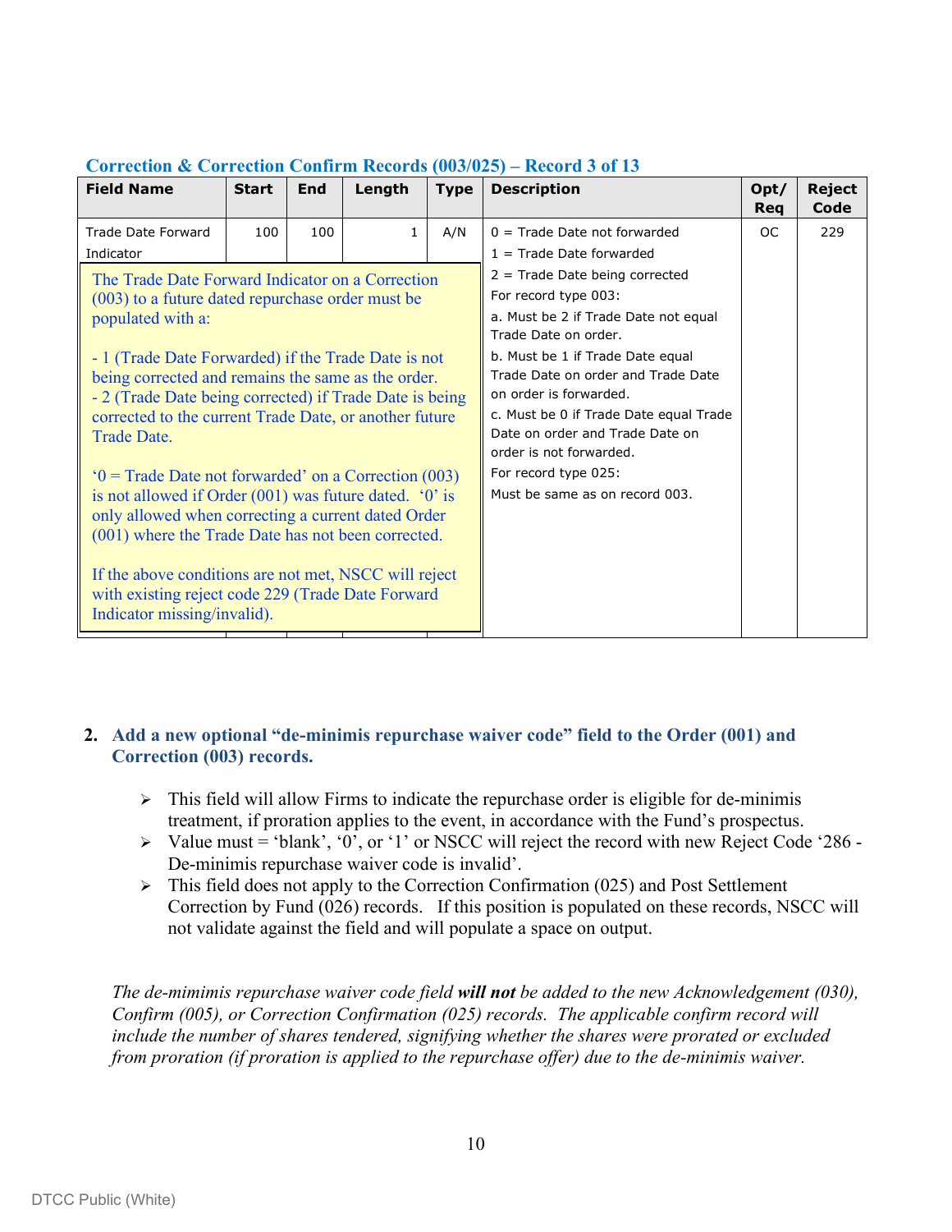### Correction & Correction Confirm Records (003/025) – Record 3 of 13

| Field Name | Start | End | Length | Type | Description | Opt/ Req | Reject Code |
|---|---|---|---|---|---|---|---|
| Trade Date Forward Indicator | 100 | 100 | 1 | A/N | 0 = Trade Date not forwarded<br>1 = Trade Date forwarded<br>2 = Trade Date being corrected<br>For record type 003:<br>a. Must be 2 if Trade Date not equal Trade Date on order.<br>b. Must be 1 if Trade Date equal Trade Date on order and Trade Date on order is forwarded.<br>c. Must be 0 if Trade Date equal Trade Date on order and Trade Date on order is not forwarded.<br>For record type 025:<br>Must be same as on record 003. | OC | 229 |

The Trade Date Forward Indicator on a Correction (003) to a future dated repurchase order must be populated with a:

- 1 (Trade Date Forwarded) if the Trade Date is not being corrected and remains the same as the order.
- 2 (Trade Date being corrected) if Trade Date is being corrected to the current Trade Date, or another future Trade Date.

'0 = Trade Date not forwarded' on a Correction (003) is not allowed if Order (001) was future dated. '0' is only allowed when correcting a current dated Order (001) where the Trade Date has not been corrected.

If the above conditions are not met, NSCC will reject with existing reject code 229 (Trade Date Forward Indicator missing/invalid).

2. **Add a new optional "de-minimis repurchase waiver code" field to the Order (001) and Correction (003) records.**

   - This field will allow Firms to indicate the repurchase order is eligible for de-minimis treatment, if proration applies to the event, in accordance with the Fund's prospectus.
   - Value must = 'blank', '0', or '1' or NSCC will reject the record with new Reject Code '286 - De-minimis repurchase waiver code is invalid'.
   - This field does not apply to the Correction Confirmation (025) and Post Settlement Correction by Fund (026) records. If this position is populated on these records, NSCC will not validate against the field and will populate a space on output.

*The de-mimimis repurchase waiver code field **will not** be added to the new Acknowledgement (030), Confirm (005), or Correction Confirmation (025) records. The applicable confirm record will include the number of shares tendered, signifying whether the shares were prorated or excluded from proration (if proration is applied to the repurchase offer) due to the de-minimis waiver.*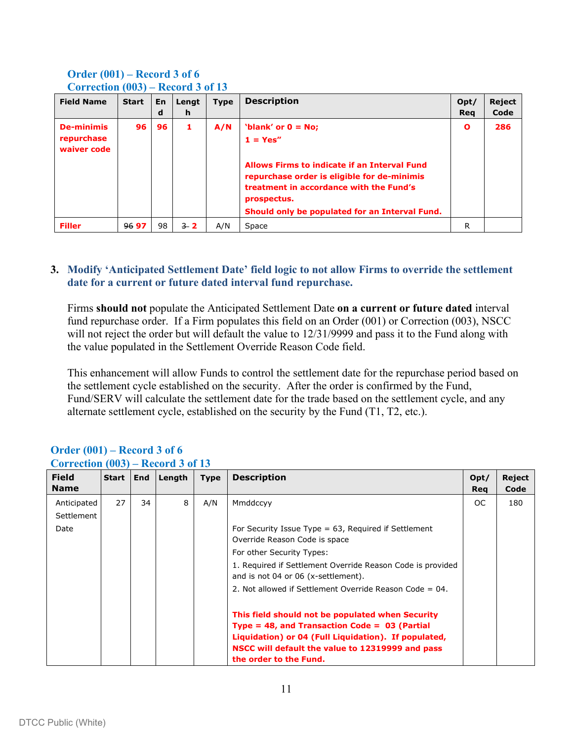**Order (001) – Record 3 of 6**
**Correction (003) – Record 3 of 13**

| Field Name | Start | End | Length | Type | Description | Opt/ Req | Reject Code |
|---|---|---|---|---|---|---|---|
| **De-minimis repurchase waiver code** | **96** | **96** | **1** | **A/N** | **'blank' or 0 = No;**<br>**1 = Yes"**<br><br>**Allows Firms to indicate if an Interval Fund repurchase order is eligible for de-minimis treatment in accordance with the Fund's prospectus.**<br>**Should only be populated for an Interval Fund.** | **O** | **286** |
| **Filler** | ~~96~~ **97** | 98 | ~~3~~ **2** | A/N | Space | R | |

3. **Modify 'Anticipated Settlement Date' field logic to not allow Firms to override the settlement date for a current or future dated interval fund repurchase.**

   Firms **should not** populate the Anticipated Settlement Date **on a current or future dated** interval fund repurchase order. If a Firm populates this field on an Order (001) or Correction (003), NSCC will not reject the order but will default the value to 12/31/9999 and pass it to the Fund along with the value populated in the Settlement Override Reason Code field.

   This enhancement will allow Funds to control the settlement date for the repurchase period based on the settlement cycle established on the security. After the order is confirmed by the Fund, Fund/SERV will calculate the settlement date for the trade based on the settlement cycle, and any alternate settlement cycle, established on the security by the Fund (T1, T2, etc.).

**Order (001) – Record 3 of 6**
**Correction (003) – Record 3 of 13**

| Field Name | Start | End | Length | Type | Description | Opt/ Req | Reject Code |
|---|---|---|---|---|---|---|---|
| Anticipated Settlement Date | 27 | 34 | 8 | A/N | Mmddccyy<br><br>For Security Issue Type = 63, Required if Settlement Override Reason Code is space<br>For other Security Types:<br>1. Required if Settlement Override Reason Code is provided and is not 04 or 06 (x-settlement).<br>2. Not allowed if Settlement Override Reason Code = 04.<br><br>**This field should not be populated when Security Type = 48, and Transaction Code = 03 (Partial Liquidation) or 04 (Full Liquidation). If populated, NSCC will default the value to 12319999 and pass the order to the Fund.** | OC | 180 |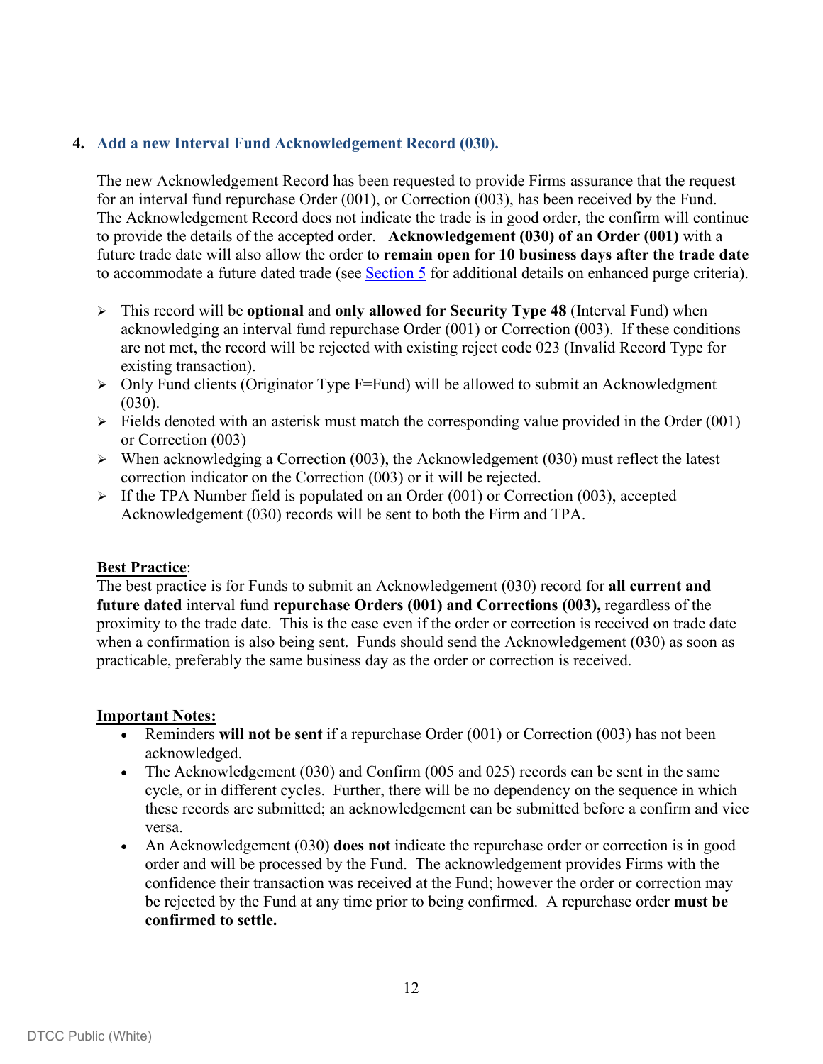## 4. Add a new Interval Fund Acknowledgement Record (030).

The new Acknowledgement Record has been requested to provide Firms assurance that the request for an interval fund repurchase Order (001), or Correction (003), has been received by the Fund. The Acknowledgement Record does not indicate the trade is in good order, the confirm will continue to provide the details of the accepted order. **Acknowledgement (030) of an Order (001)** with a future trade date will also allow the order to **remain open for 10 business days after the trade date** to accommodate a future dated trade (see Section 5 for additional details on enhanced purge criteria).

- This record will be **optional** and **only allowed for Security Type 48** (Interval Fund) when acknowledging an interval fund repurchase Order (001) or Correction (003). If these conditions are not met, the record will be rejected with existing reject code 023 (Invalid Record Type for existing transaction).
- Only Fund clients (Originator Type F=Fund) will be allowed to submit an Acknowledgment (030).
- Fields denoted with an asterisk must match the corresponding value provided in the Order (001) or Correction (003)
- When acknowledging a Correction (003), the Acknowledgement (030) must reflect the latest correction indicator on the Correction (003) or it will be rejected.
- If the TPA Number field is populated on an Order (001) or Correction (003), accepted Acknowledgement (030) records will be sent to both the Firm and TPA.

**Best Practice**:
The best practice is for Funds to submit an Acknowledgement (030) record for **all current and future dated** interval fund **repurchase Orders (001) and Corrections (003),** regardless of the proximity to the trade date. This is the case even if the order or correction is received on trade date when a confirmation is also being sent. Funds should send the Acknowledgement (030) as soon as practicable, preferably the same business day as the order or correction is received.

**Important Notes:**

- Reminders **will not be sent** if a repurchase Order (001) or Correction (003) has not been acknowledged.
- The Acknowledgement (030) and Confirm (005 and 025) records can be sent in the same cycle, or in different cycles. Further, there will be no dependency on the sequence in which these records are submitted; an acknowledgement can be submitted before a confirm and vice versa.
- An Acknowledgement (030) **does not** indicate the repurchase order or correction is in good order and will be processed by the Fund. The acknowledgement provides Firms with the confidence their transaction was received at the Fund; however the order or correction may be rejected by the Fund at any time prior to being confirmed. A repurchase order **must be confirmed to settle.**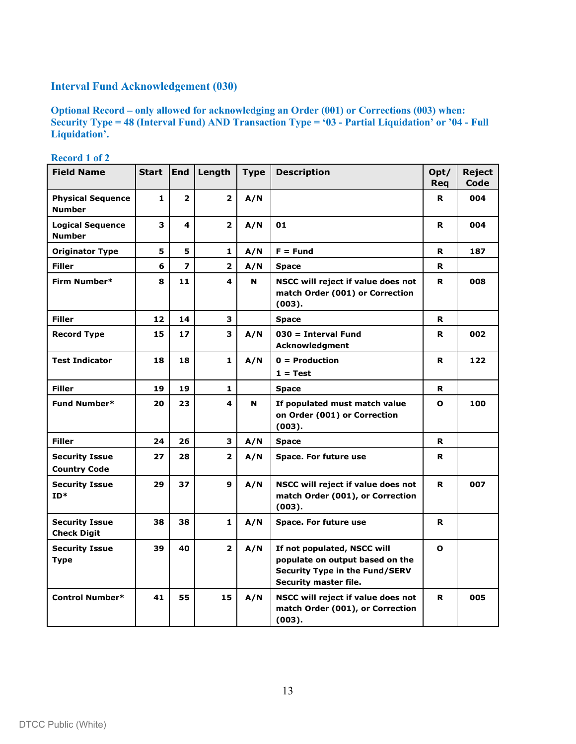### Interval Fund Acknowledgement (030)

**Optional Record – only allowed for acknowledging an Order (001) or Corrections (003) when: Security Type = 48 (Interval Fund) AND Transaction Type = '03 - Partial Liquidation' or '04 - Full Liquidation'.**

**Record 1 of 2**

| Field Name | Start | End | Length | Type | Description | Opt/ Req | Reject Code |
|---|---|---|---|---|---|---|---|
| **Physical Sequence Number** | 1 | 2 | 2 | A/N | | R | 004 |
| **Logical Sequence Number** | 3 | 4 | 2 | A/N | 01 | R | 004 |
| **Originator Type** | 5 | 5 | 1 | A/N | F = Fund | R | 187 |
| **Filler** | 6 | 7 | 2 | A/N | Space | R | |
| **Firm Number*** | 8 | 11 | 4 | N | NSCC will reject if value does not match Order (001) or Correction (003). | R | 008 |
| **Filler** | 12 | 14 | 3 | | Space | R | |
| **Record Type** | 15 | 17 | 3 | A/N | 030 = Interval Fund Acknowledgment | R | 002 |
| **Test Indicator** | 18 | 18 | 1 | A/N | 0 = Production<br>1 = Test | R | 122 |
| **Filler** | 19 | 19 | 1 | | Space | R | |
| **Fund Number*** | 20 | 23 | 4 | N | If populated must match value on Order (001) or Correction (003). | O | 100 |
| **Filler** | 24 | 26 | 3 | A/N | Space | R | |
| **Security Issue Country Code** | 27 | 28 | 2 | A/N | Space. For future use | R | |
| **Security Issue ID*** | 29 | 37 | 9 | A/N | NSCC will reject if value does not match Order (001), or Correction (003). | R | 007 |
| **Security Issue Check Digit** | 38 | 38 | 1 | A/N | Space. For future use | R | |
| **Security Issue Type** | 39 | 40 | 2 | A/N | If not populated, NSCC will populate on output based on the Security Type in the Fund/SERV Security master file. | O | |
| **Control Number*** | 41 | 55 | 15 | A/N | NSCC will reject if value does not match Order (001), or Correction (003). | R | 005 |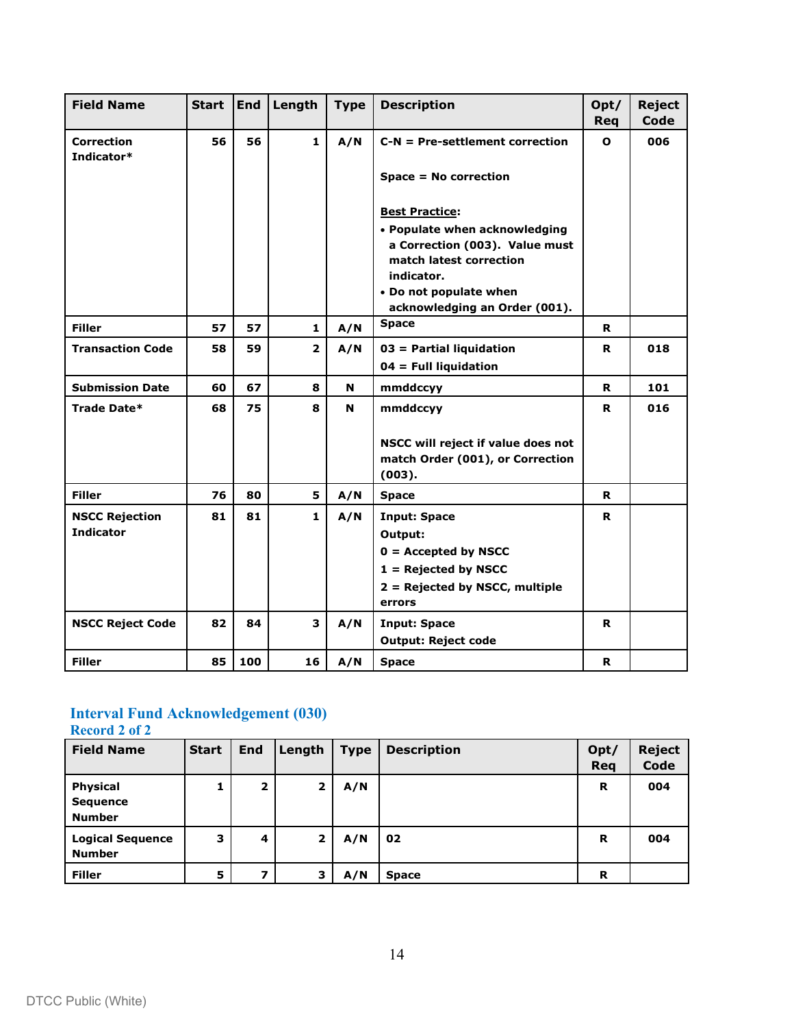| Field Name | Start | End | Length | Type | Description | Opt/ Req | Reject Code |
|---|---|---|---|---|---|---|---|
| Correction Indicator* | 56 | 56 | 1 | A/N | C-N = Pre-settlement correction<br><br>Space = No correction<br><br>**Best Practice**:<br>• Populate when acknowledging a Correction (003). Value must match latest correction indicator.<br>• Do not populate when acknowledging an Order (001). | O | 006 |
| Filler | 57 | 57 | 1 | A/N | Space | R | |
| Transaction Code | 58 | 59 | 2 | A/N | 03 = Partial liquidation<br>04 = Full liquidation | R | 018 |
| Submission Date | 60 | 67 | 8 | N | mmddccyy | R | 101 |
| Trade Date* | 68 | 75 | 8 | N | mmddccyy<br><br>NSCC will reject if value does not match Order (001), or Correction (003). | R | 016 |
| Filler | 76 | 80 | 5 | A/N | Space | R | |
| NSCC Rejection Indicator | 81 | 81 | 1 | A/N | Input: Space<br>Output:<br>0 = Accepted by NSCC<br>1 = Rejected by NSCC<br>2 = Rejected by NSCC, multiple errors | R | |
| NSCC Reject Code | 82 | 84 | 3 | A/N | Input: Space<br>Output: Reject code | R | |
| Filler | 85 | 100 | 16 | A/N | Space | R | |

## Interval Fund Acknowledgement (030)

### Record 2 of 2

| Field Name | Start | End | Length | Type | Description | Opt/ Req | Reject Code |
|---|---|---|---|---|---|---|---|
| Physical Sequence Number | 1 | 2 | 2 | A/N | | R | 004 |
| Logical Sequence Number | 3 | 4 | 2 | A/N | 02 | R | 004 |
| Filler | 5 | 7 | 3 | A/N | Space | R | |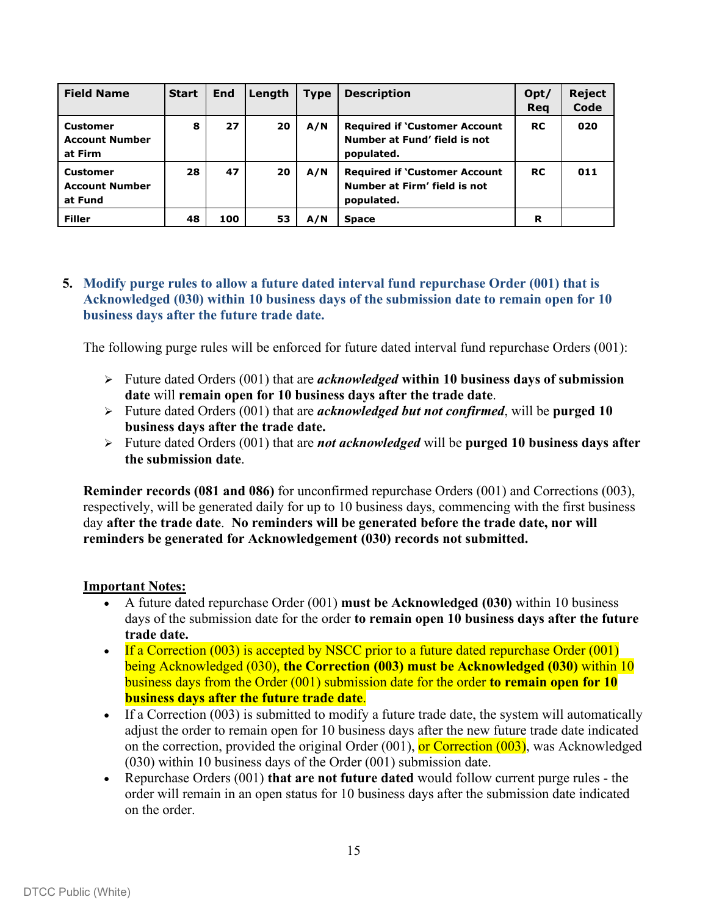| Field Name | Start | End | Length | Type | Description | Opt/ Req | Reject Code |
|---|---|---|---|---|---|---|---|
| Customer Account Number at Firm | 8 | 27 | 20 | A/N | Required if 'Customer Account Number at Fund' field is not populated. | RC | 020 |
| Customer Account Number at Fund | 28 | 47 | 20 | A/N | Required if 'Customer Account Number at Firm' field is not populated. | RC | 011 |
| Filler | 48 | 100 | 53 | A/N | Space | R | |

**5. Modify purge rules to allow a future dated interval fund repurchase Order (001) that is Acknowledged (030) within 10 business days of the submission date to remain open for 10 business days after the future trade date.**

The following purge rules will be enforced for future dated interval fund repurchase Orders (001):

- Future dated Orders (001) that are ***acknowledged*** **within 10 business days of submission date** will **remain open for 10 business days after the trade date**.
- Future dated Orders (001) that are ***acknowledged but not confirmed***, will be **purged 10 business days after the trade date.**
- Future dated Orders (001) that are ***not acknowledged*** will be **purged 10 business days after the submission date**.

**Reminder records (081 and 086)** for unconfirmed repurchase Orders (001) and Corrections (003), respectively, will be generated daily for up to 10 business days, commencing with the first business day **after the trade date**. **No reminders will be generated before the trade date, nor will reminders be generated for Acknowledgement (030) records not submitted.**

**Important Notes:**

- A future dated repurchase Order (001) **must be Acknowledged (030)** within 10 business days of the submission date for the order **to remain open 10 business days after the future trade date.**
- If a Correction (003) is accepted by NSCC prior to a future dated repurchase Order (001) being Acknowledged (030), **the Correction (003) must be Acknowledged (030)** within 10 business days from the Order (001) submission date for the order **to remain open for 10 business days after the future trade date**.
- If a Correction (003) is submitted to modify a future trade date, the system will automatically adjust the order to remain open for 10 business days after the new future trade date indicated on the correction, provided the original Order (001), or Correction (003), was Acknowledged (030) within 10 business days of the Order (001) submission date.
- Repurchase Orders (001) **that are not future dated** would follow current purge rules - the order will remain in an open status for 10 business days after the submission date indicated on the order.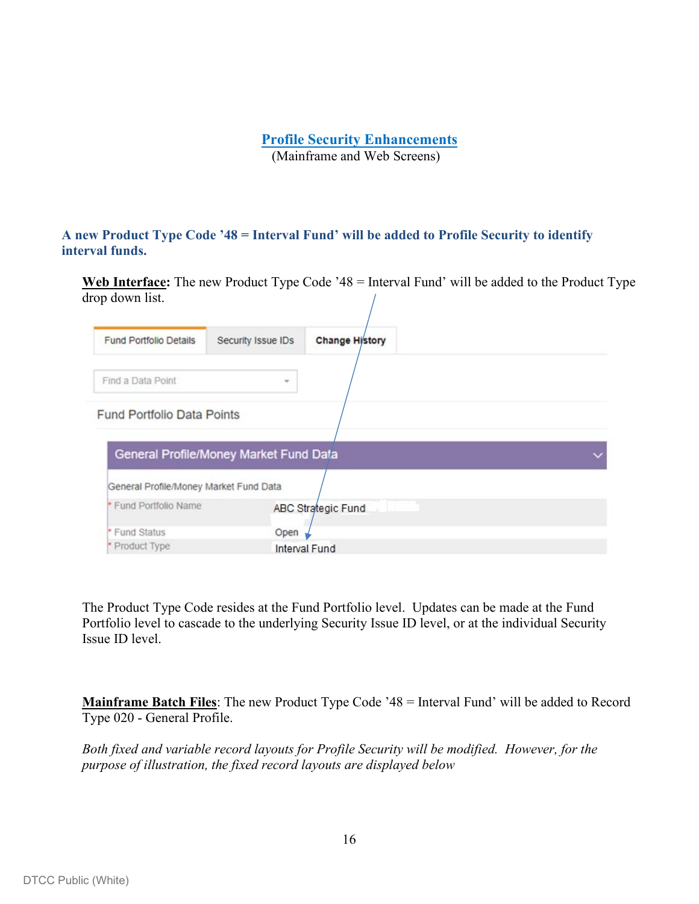# Profile Security Enhancements

(Mainframe and Web Screens)

## A new Product Type Code ’48 = Interval Fund’ will be added to Profile Security to identify interval funds.

**Web Interface:** The new Product Type Code ’48 = Interval Fund’ will be added to the Product Type drop down list.

Fund Portfolio Details | Security Issue IDs | **Change History**

Find a Data Point

Fund Portfolio Data Points

General Profile/Money Market Fund Data

General Profile/Money Market Fund Data

| | |
|---|---|
| * Fund Portfolio Name | ABC Strategic Fund |
| * Fund Status | Open |
| * Product Type | Interval Fund |

The Product Type Code resides at the Fund Portfolio level. Updates can be made at the Fund Portfolio level to cascade to the underlying Security Issue ID level, or at the individual Security Issue ID level.

**Mainframe Batch Files**: The new Product Type Code ’48 = Interval Fund’ will be added to Record Type 020 - General Profile.

*Both fixed and variable record layouts for Profile Security will be modified. However, for the purpose of illustration, the fixed record layouts are displayed below*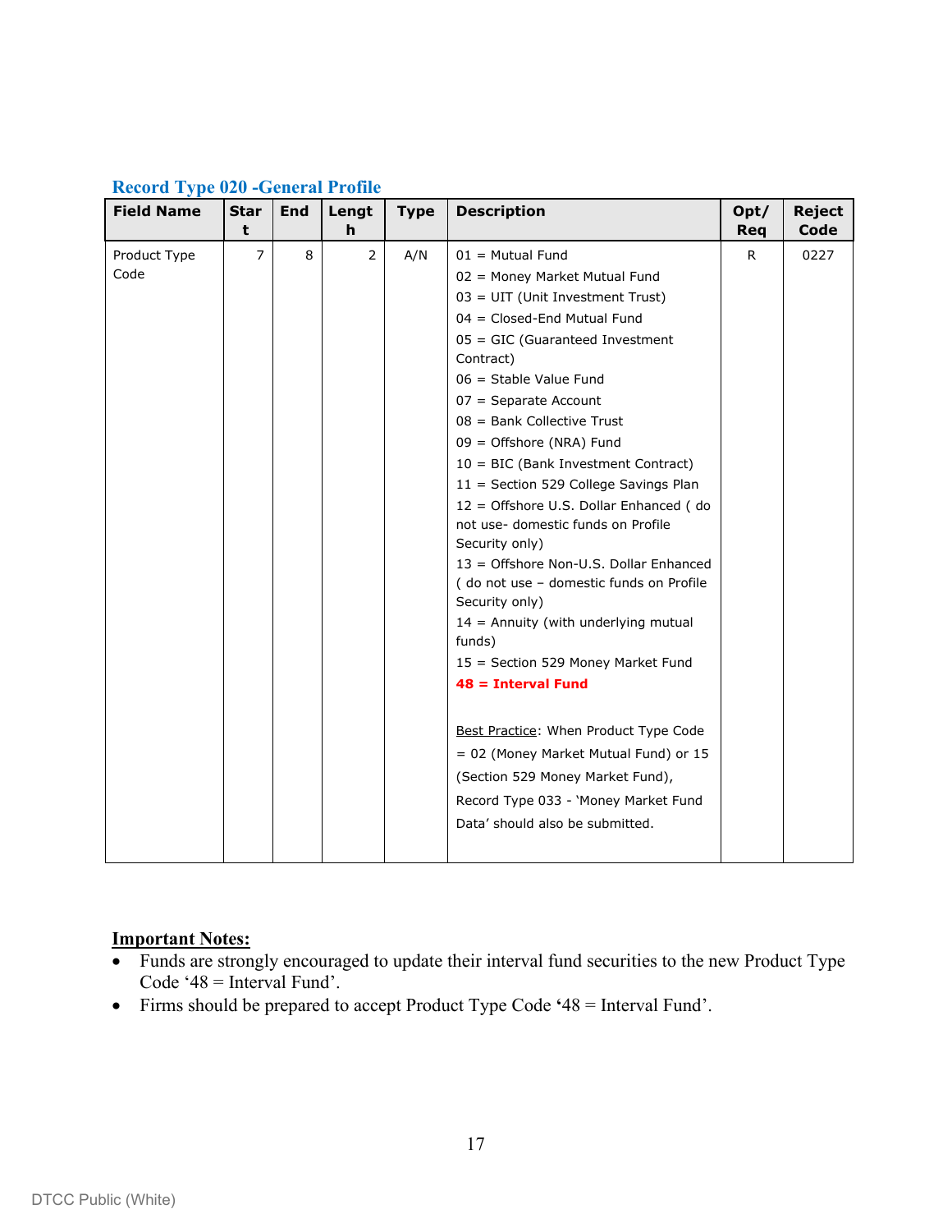### Record Type 020 -General Profile

| Field Name | Start | End | Length | Type | Description | Opt/ Req | Reject Code |
|---|---|---|---|---|---|---|---|
| Product Type Code | 7 | 8 | 2 | A/N | 01 = Mutual Fund<br>02 = Money Market Mutual Fund<br>03 = UIT (Unit Investment Trust)<br>04 = Closed-End Mutual Fund<br>05 = GIC (Guaranteed Investment Contract)<br>06 = Stable Value Fund<br>07 = Separate Account<br>08 = Bank Collective Trust<br>09 = Offshore (NRA) Fund<br>10 = BIC (Bank Investment Contract)<br>11 = Section 529 College Savings Plan<br>12 = Offshore U.S. Dollar Enhanced ( do not use- domestic funds on Profile Security only)<br>13 = Offshore Non-U.S. Dollar Enhanced ( do not use – domestic funds on Profile Security only)<br>14 = Annuity (with underlying mutual funds)<br>15 = Section 529 Money Market Fund<br>**48 = Interval Fund**<br><br>Best Practice: When Product Type Code = 02 (Money Market Mutual Fund) or 15 (Section 529 Money Market Fund), Record Type 033 - 'Money Market Fund Data' should also be submitted. | R | 0227 |

**Important Notes:**

- Funds are strongly encouraged to update their interval fund securities to the new Product Type Code '48 = Interval Fund'.
- Firms should be prepared to accept Product Type Code '48 = Interval Fund'.